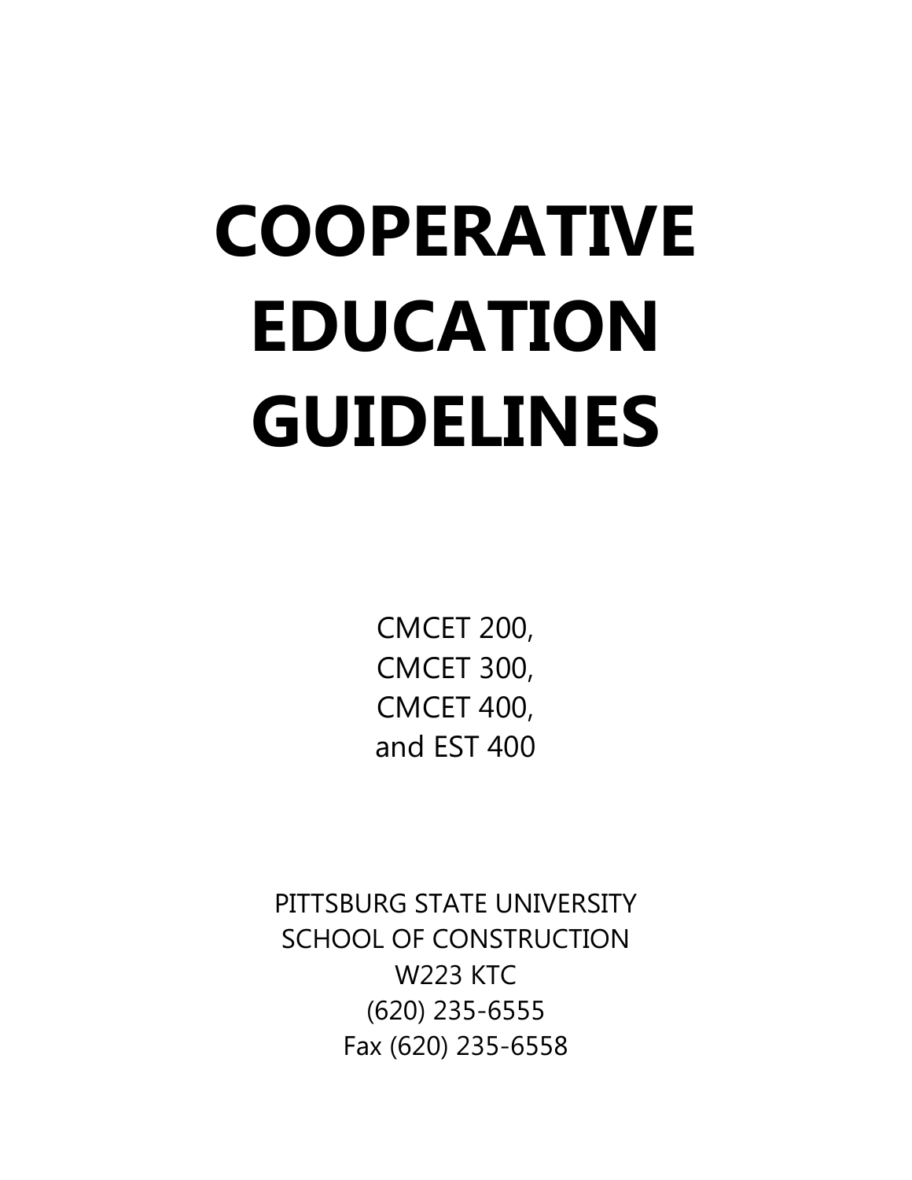# COOPERATIVE EDUCATION GUIDELINES

CMCET 200,
CMCET 300,
CMCET 400,
and EST 400

PITTSBURG STATE UNIVERSITY
SCHOOL OF CONSTRUCTION
W223 KTC
(620) 235-6555
Fax (620) 235-6558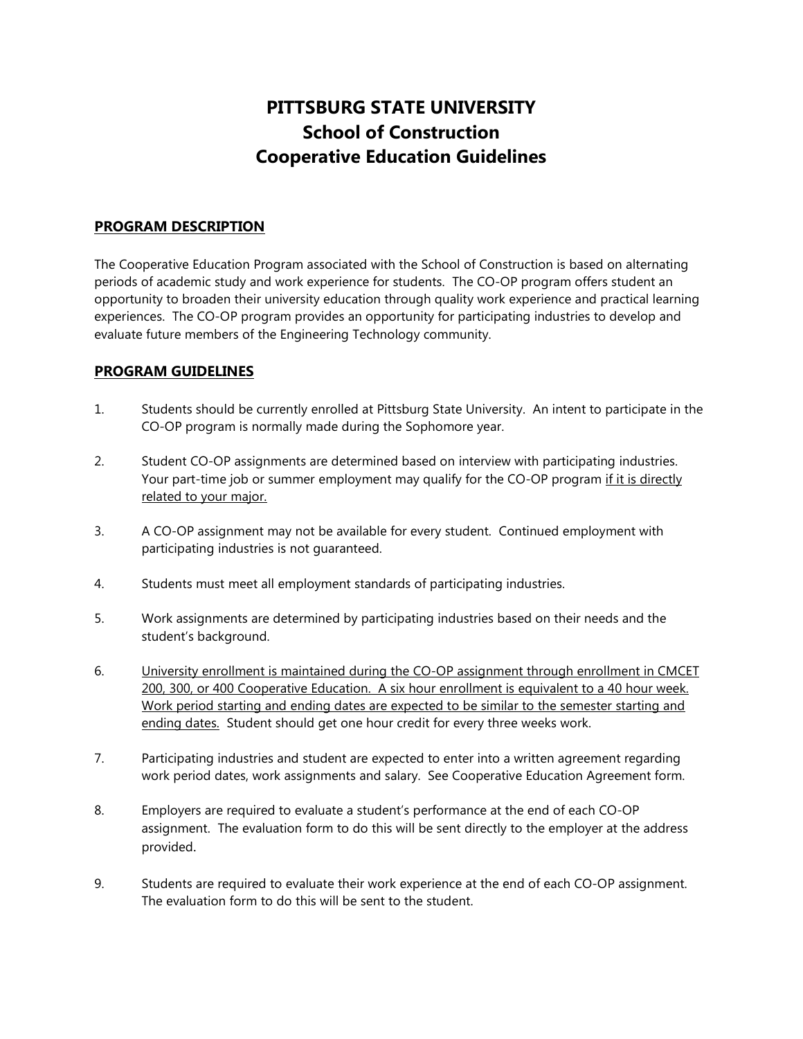# PITTSBURG STATE UNIVERSITY
# School of Construction
# Cooperative Education Guidelines

## PROGRAM DESCRIPTION

The Cooperative Education Program associated with the School of Construction is based on alternating periods of academic study and work experience for students. The CO-OP program offers student an opportunity to broaden their university education through quality work experience and practical learning experiences. The CO-OP program provides an opportunity for participating industries to develop and evaluate future members of the Engineering Technology community.

## PROGRAM GUIDELINES

1. Students should be currently enrolled at Pittsburg State University. An intent to participate in the CO-OP program is normally made during the Sophomore year.

2. Student CO-OP assignments are determined based on interview with participating industries. Your part-time job or summer employment may qualify for the CO-OP program <u>if it is directly related to your major.</u>

3. A CO-OP assignment may not be available for every student. Continued employment with participating industries is not guaranteed.

4. Students must meet all employment standards of participating industries.

5. Work assignments are determined by participating industries based on their needs and the student's background.

6. <u>University enrollment is maintained during the CO-OP assignment through enrollment in CMCET 200, 300, or 400 Cooperative Education. A six hour enrollment is equivalent to a 40 hour week. Work period starting and ending dates are expected to be similar to the semester starting and ending dates.</u> Student should get one hour credit for every three weeks work.

7. Participating industries and student are expected to enter into a written agreement regarding work period dates, work assignments and salary. See Cooperative Education Agreement form.

8. Employers are required to evaluate a student's performance at the end of each CO-OP assignment. The evaluation form to do this will be sent directly to the employer at the address provided.

9. Students are required to evaluate their work experience at the end of each CO-OP assignment. The evaluation form to do this will be sent to the student.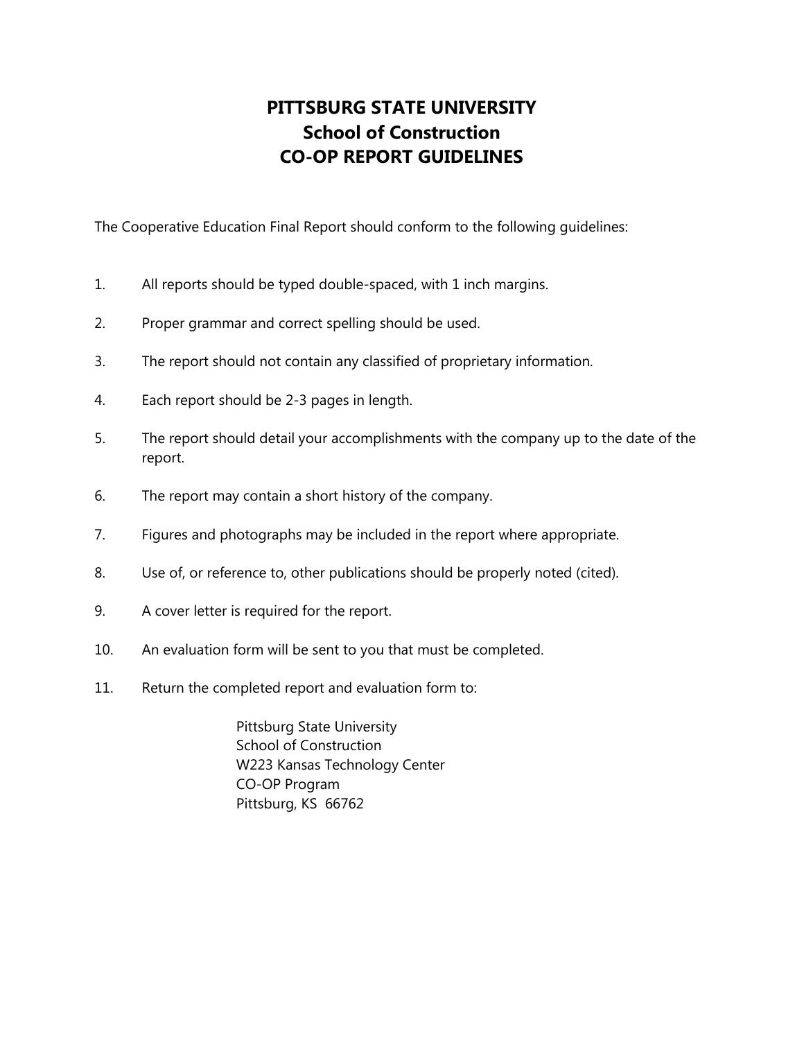# PITTSBURG STATE UNIVERSITY
## School of Construction
## CO-OP REPORT GUIDELINES

The Cooperative Education Final Report should conform to the following guidelines:

1. All reports should be typed double-spaced, with 1 inch margins.
2. Proper grammar and correct spelling should be used.
3. The report should not contain any classified of proprietary information.
4. Each report should be 2-3 pages in length.
5. The report should detail your accomplishments with the company up to the date of the report.
6. The report may contain a short history of the company.
7. Figures and photographs may be included in the report where appropriate.
8. Use of, or reference to, other publications should be properly noted (cited).
9. A cover letter is required for the report.
10. An evaluation form will be sent to you that must be completed.
11. Return the completed report and evaluation form to:

    Pittsburg State University
    School of Construction
    W223 Kansas Technology Center
    CO-OP Program
    Pittsburg, KS 66762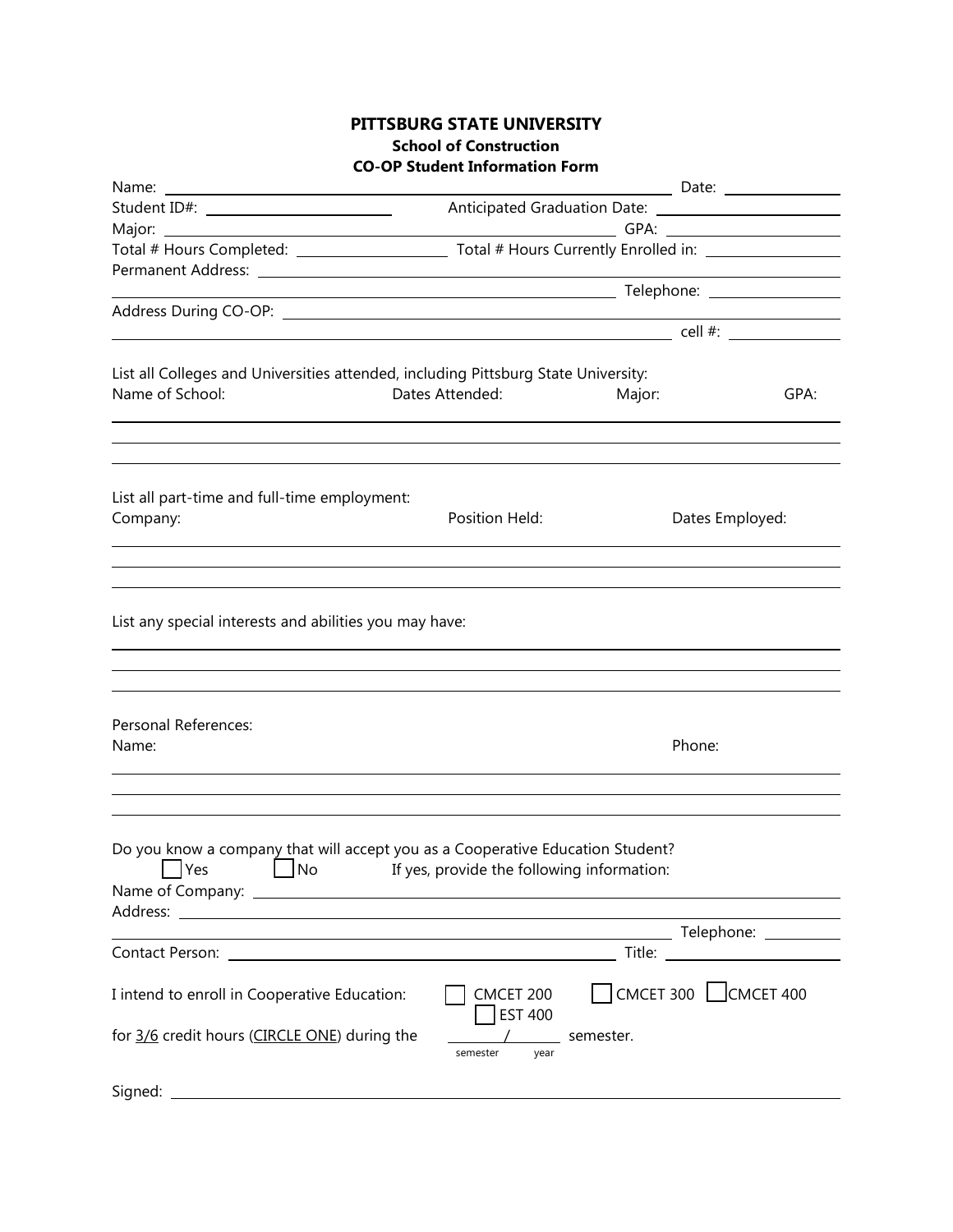# PITTSBURG STATE UNIVERSITY

## School of Construction

## CO-OP Student Information Form

Name: ______________________________________________ Date: ____________

Student ID#: ____________________ Anticipated Graduation Date: ____________________

Major: ______________________________________________ GPA: ____________________

Total # Hours Completed: ________________ Total # Hours Currently Enrolled in: ________________

Permanent Address: ______________________________________________________________

______________________________________________ Telephone: ______________

Address During CO-OP: ___________________________________________________________

______________________________________________ cell #: ______________

List all Colleges and Universities attended, including Pittsburg State University:

| Name of School: | Dates Attended: | Major: | GPA: |
|---|---|---|---|
| | | | |
| | | | |
| | | | |

List all part-time and full-time employment:

| Company: | Position Held: | Dates Employed: |
|---|---|---|
| | | |
| | | |
| | | |

List any special interests and abilities you may have:

______________________________________________________________

______________________________________________________________

______________________________________________________________

Personal References:

| Name: | Phone: |
|---|---|
| | |
| | |
| | |

Do you know a company that will accept you as a Cooperative Education Student?

☐ Yes ☐ No If yes, provide the following information:

Name of Company: ______________________________________________________________

Address: ______________________________________________________________

______________________________________________ Telephone: ____________

Contact Person: ______________________________________ Title: ______________________

I intend to enroll in Cooperative Education: ☐ CMCET 200 ☐ CMCET 300 ☐ CMCET 400 ☐ EST 400

for 3/6 credit hours (CIRCLE ONE) during the ________/________ semester.
(semester / year)

Signed: ______________________________________________________________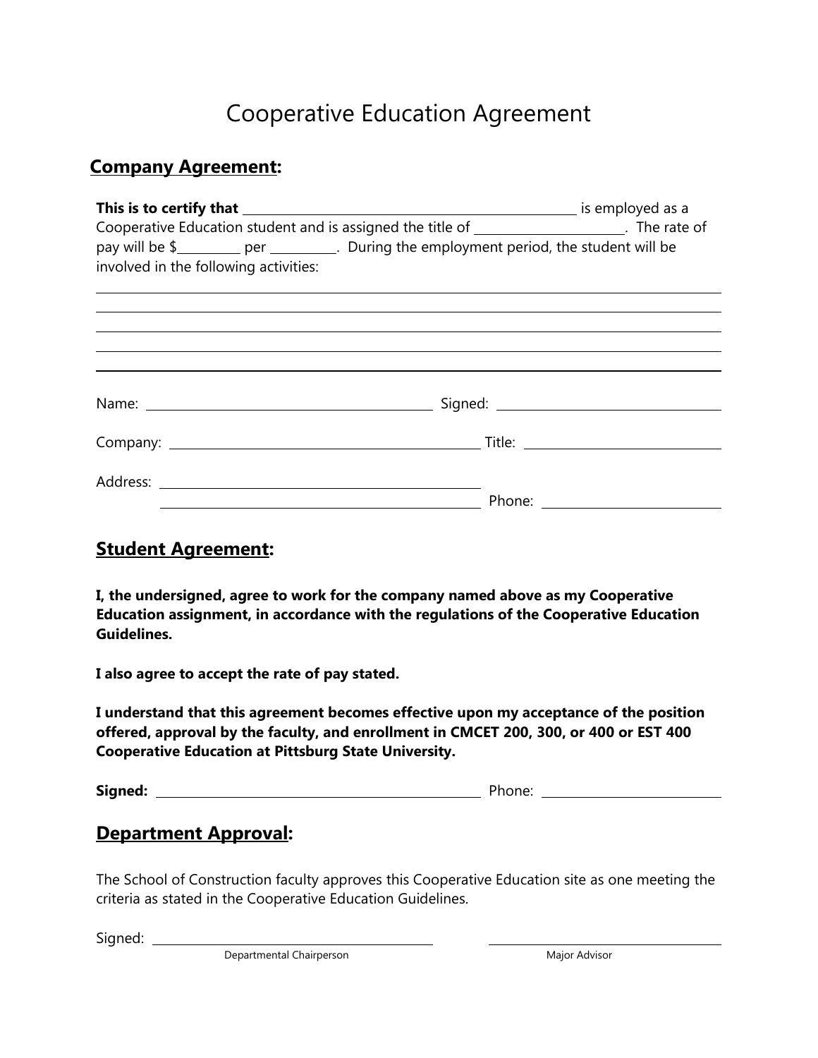# Cooperative Education Agreement

## Company Agreement:

**This is to certify that** ______________________________ is employed as a Cooperative Education student and is assigned the title of ______________. The rate of pay will be $________ per ________. During the employment period, the student will be involved in the following activities:

______________________________________________________________________

______________________________________________________________________

______________________________________________________________________

______________________________________________________________________

______________________________________________________________________

Name: ______________________________ Signed: ______________________________

Company: ______________________________ Title: ______________________________

Address: ______________________________

______________________________ Phone: ______________________________

## Student Agreement:

**I, the undersigned, agree to work for the company named above as my Cooperative Education assignment, in accordance with the regulations of the Cooperative Education Guidelines.**

**I also agree to accept the rate of pay stated.**

**I understand that this agreement becomes effective upon my acceptance of the position offered, approval by the faculty, and enrollment in CMCET 200, 300, or 400 or EST 400 Cooperative Education at Pittsburg State University.**

**Signed:** ______________________________ Phone: ______________________________

## Department Approval:

The School of Construction faculty approves this Cooperative Education site as one meeting the criteria as stated in the Cooperative Education Guidelines.

Signed: ______________________________ ______________________________

Departmental Chairperson Major Advisor